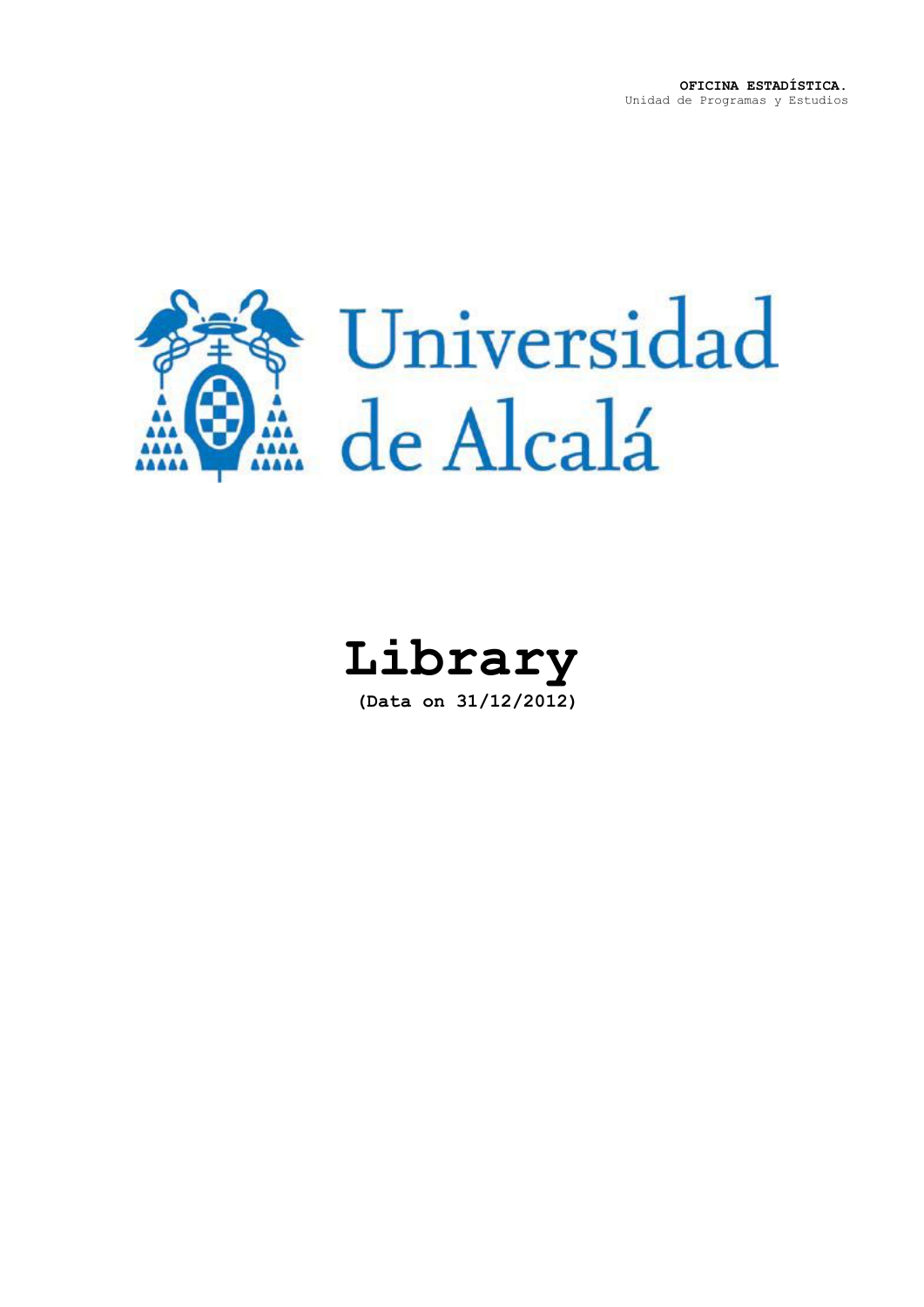**OFICINA ESTADÍSTICA.**
Unidad de Programas y Estudios

Universidad de Alcalá

# Library

**(Data on 31/12/2012)**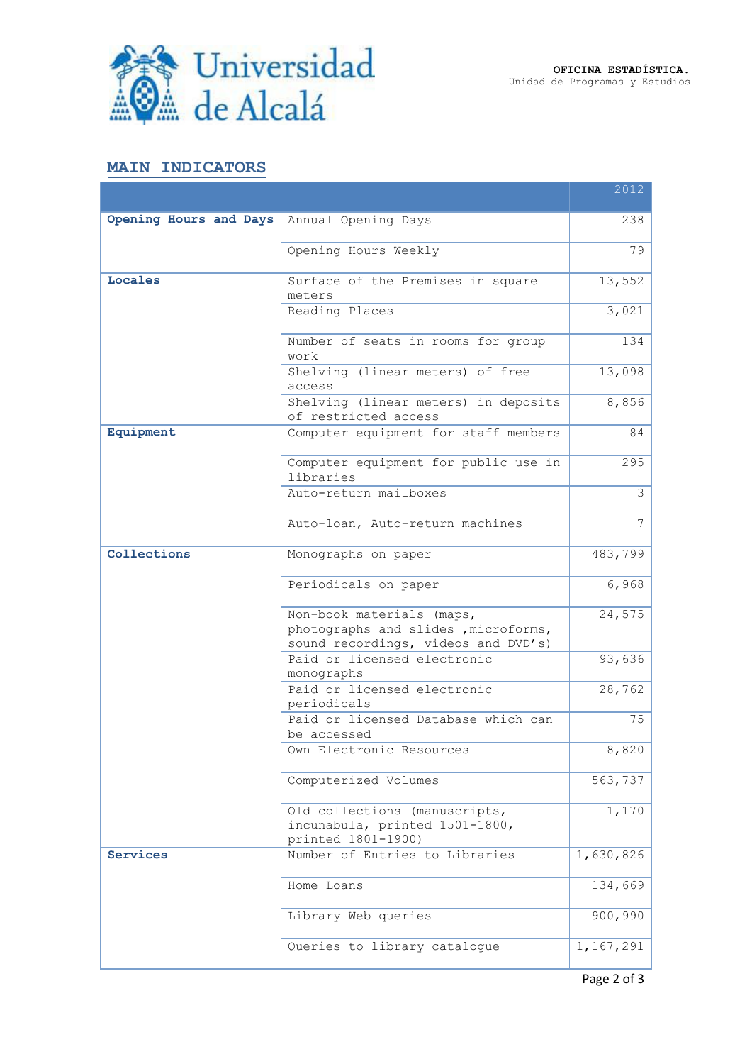**OFICINA ESTADÍSTICA.**
Unidad de Programas y Estudios

## MAIN INDICATORS

| | | 2012 |
|---|---|---|
| **Opening Hours and Days** | Annual Opening Days | 238 |
| | Opening Hours Weekly | 79 |
| **Locales** | Surface of the Premises in square meters | 13,552 |
| | Reading Places | 3,021 |
| | Number of seats in rooms for group work | 134 |
| | Shelving (linear meters) of free access | 13,098 |
| | Shelving (linear meters) in deposits of restricted access | 8,856 |
| **Equipment** | Computer equipment for staff members | 84 |
| | Computer equipment for public use in libraries | 295 |
| | Auto-return mailboxes | 3 |
| | Auto-loan, Auto-return machines | 7 |
| **Collections** | Monographs on paper | 483,799 |
| | Periodicals on paper | 6,968 |
| | Non-book materials (maps, photographs and slides ,microforms, sound recordings, videos and DVD's) | 24,575 |
| | Paid or licensed electronic monographs | 93,636 |
| | Paid or licensed electronic periodicals | 28,762 |
| | Paid or licensed Database which can be accessed | 75 |
| | Own Electronic Resources | 8,820 |
| | Computerized Volumes | 563,737 |
| | Old collections (manuscripts, incunabula, printed 1501-1800, printed 1801-1900) | 1,170 |
| **Services** | Number of Entries to Libraries | 1,630,826 |
| | Home Loans | 134,669 |
| | Library Web queries | 900,990 |
| | Queries to library catalogue | 1,167,291 |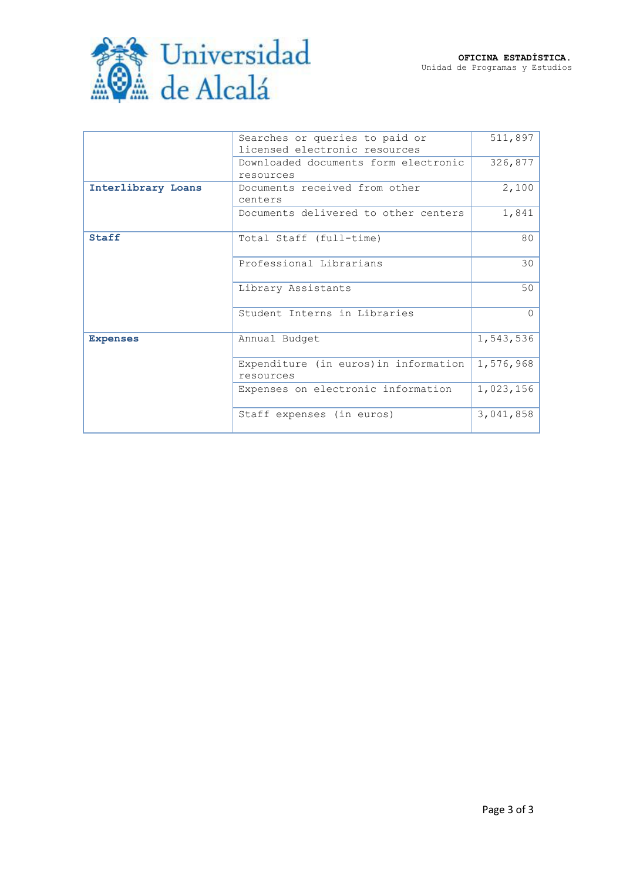| | | |
|---|---|---|
| | Searches or queries to paid or licensed electronic resources | 511,897 |
| | Downloaded documents form electronic resources | 326,877 |
| **Interlibrary Loans** | Documents received from other centers | 2,100 |
| | Documents delivered to other centers | 1,841 |
| **Staff** | Total Staff (full-time) | 80 |
| | Professional Librarians | 30 |
| | Library Assistants | 50 |
| | Student Interns in Libraries | 0 |
| **Expenses** | Annual Budget | 1,543,536 |
| | Expenditure (in euros)in information resources | 1,576,968 |
| | Expenses on electronic information | 1,023,156 |
| | Staff expenses (in euros) | 3,041,858 |